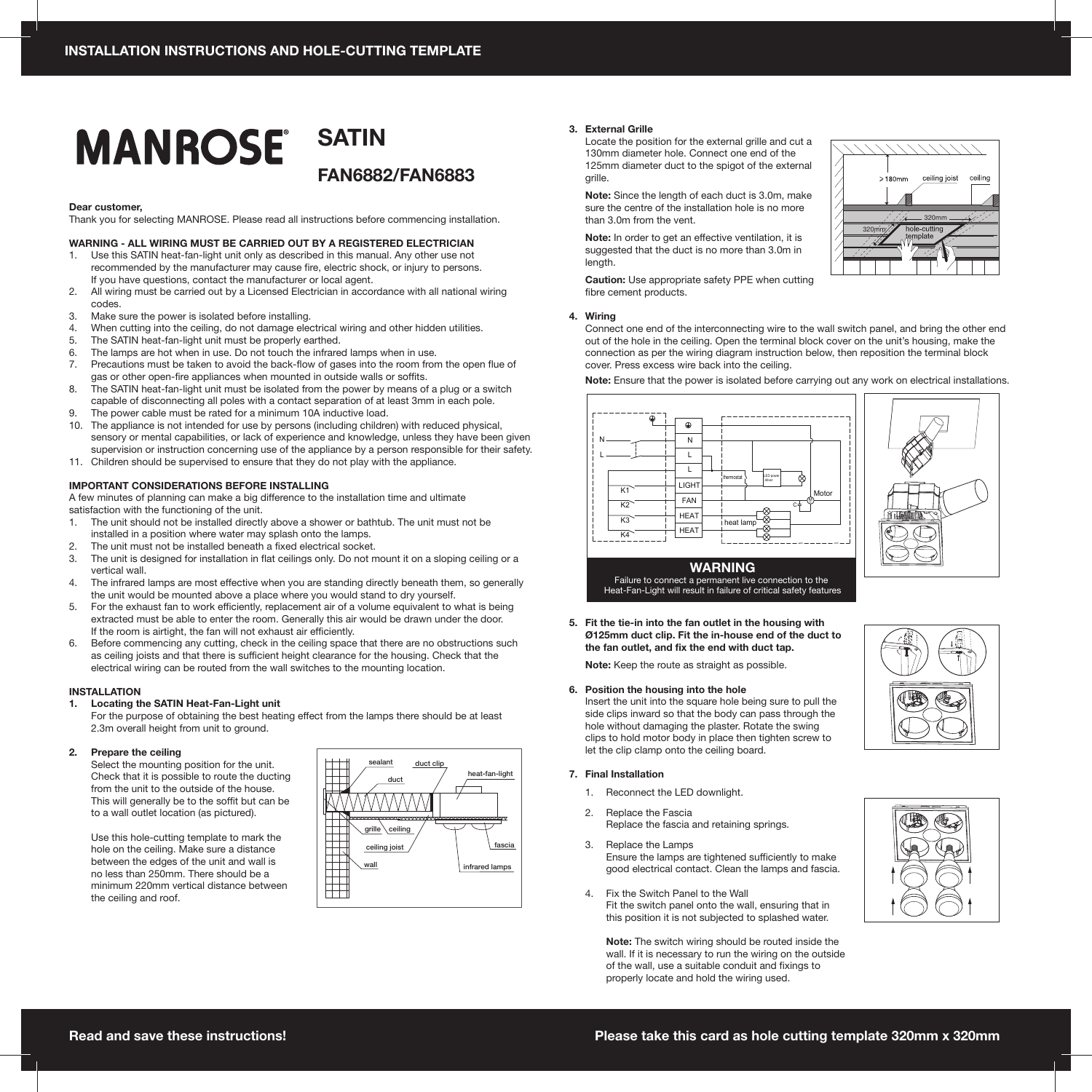# INSTALLATION INSTRUCTIONS AND HOLE-CUTTING TEMPLATE

# MANROSE® SATIN

## FAN6882/FAN6883

**Dear customer,**
Thank you for selecting MANROSE. Please read all instructions before commencing installation.

**WARNING - ALL WIRING MUST BE CARRIED OUT BY A REGISTERED ELECTRICIAN**

1. Use this SATIN heat-fan-light unit only as described in this manual. Any other use not recommended by the manufacturer may cause fire, electric shock, or injury to persons. If you have questions, contact the manufacturer or local agent.
2. All wiring must be carried out by a Licensed Electrician in accordance with all national wiring codes.
3. Make sure the power is isolated before installing.
4. When cutting into the ceiling, do not damage electrical wiring and other hidden utilities.
5. The SATIN heat-fan-light unit must be properly earthed.
6. The lamps are hot when in use. Do not touch the infrared lamps when in use.
7. Precautions must be taken to avoid the back-flow of gases into the room from the open flue of gas or other open-fire appliances when mounted in outside walls or soffits.
8. The SATIN heat-fan-light unit must be isolated from the power by means of a plug or a switch capable of disconnecting all poles with a contact separation of at least 3mm in each pole.
9. The power cable must be rated for a minimum 10A inductive load.
10. The appliance is not intended for use by persons (including children) with reduced physical, sensory or mental capabilities, or lack of experience and knowledge, unless they have been given supervision or instruction concerning use of the appliance by a person responsible for their safety.
11. Children should be supervised to ensure that they do not play with the appliance.

**IMPORTANT CONSIDERATIONS BEFORE INSTALLING**

A few minutes of planning can make a big difference to the installation time and ultimate satisfaction with the functioning of the unit.

1. The unit should not be installed directly above a shower or bathtub. The unit must not be installed in a position where water may splash onto the lamps.
2. The unit must not be installed beneath a fixed electrical socket.
3. The unit is designed for installation in flat ceilings only. Do not mount it on a sloping ceiling or a vertical wall.
4. The infrared lamps are most effective when you are standing directly beneath them, so generally the unit would be mounted above a place where you would stand to dry yourself.
5. For the exhaust fan to work efficiently, replacement air of a volume equivalent to what is being extracted must be able to enter the room. Generally this air would be drawn under the door. If the room is airtight, the fan will not exhaust air efficiently.
6. Before commencing any cutting, check in the ceiling space that there are no obstructions such as ceiling joists and that there is sufficient height clearance for the housing. Check that the electrical wiring can be routed from the wall switches to the mounting location.

**INSTALLATION**

**1. Locating the SATIN Heat-Fan-Light unit**

For the purpose of obtaining the best heating effect from the lamps there should be at least 2.3m overall height from unit to ground.

**2. Prepare the ceiling**

Select the mounting position for the unit. Check that it is possible to route the ducting from the unit to the outside of the house. This will generally be to the soffit but can be to a wall outlet location (as pictured).

Use this hole-cutting template to mark the hole on the ceiling. Make sure a distance between the edges of the unit and wall is no less than 250mm. There should be a minimum 220mm vertical distance between the ceiling and roof.

sealant, duct clip, duct, heat-fan-light, grille, ceiling, ceiling joist, fascia, wall, infrared lamps

**3. External Grille**

Locate the position for the external grille and cut a 130mm diameter hole. Connect one end of the 125mm diameter duct to the spigot of the external grille.

**Note:** Since the length of each duct is 3.0m, make sure the centre of the installation hole is no more than 3.0m from the vent.

**Note:** In order to get an effective ventilation, it is suggested that the duct is no more than 3.0m in length.

**Caution:** Use appropriate safety PPE when cutting fibre cement products.

> 180mm, ceiling joist, ceiling, 320mm, 320mm, hole-cutting template

**4. Wiring**

Connect one end of the interconnecting wire to the wall switch panel, and bring the other end out of the hole in the ceiling. Open the terminal block cover on the unit's housing, make the connection as per the wiring diagram instruction below, then reposition the terminal block cover. Press excess wire back into the ceiling.

**Note:** Ensure that the power is isolated before carrying out any work on electrical installations.

N, L, K1, K2, K3, K4, N, L, L, LIGHT, FAN, HEAT, HEAT, thermostat, LED power driver, Motor, C, heat lamp

**WARNING**
Failure to connect a permanent live connection to the Heat-Fan-Light will result in failure of critical safety features

**5. Fit the tie-in into the fan outlet in the housing with Ø125mm duct clip. Fit the in-house end of the duct to the fan outlet, and fix the end with duct tap.**

**Note:** Keep the route as straight as possible.

**6. Position the housing into the hole**

Insert the unit into the square hole being sure to pull the side clips inward so that the body can pass through the hole without damaging the plaster. Rotate the swing clips to hold motor body in place then tighten screw to let the clip clamp onto the ceiling board.

**7. Final Installation**

1. Reconnect the LED downlight.
2. Replace the Fascia
   Replace the fascia and retaining springs.
3. Replace the Lamps
   Ensure the lamps are tightened sufficiently to make good electrical contact. Clean the lamps and fascia.
4. Fix the Switch Panel to the Wall
   Fit the switch panel onto the wall, ensuring that in this position it is not subjected to splashed water.

   **Note:** The switch wiring should be routed inside the wall. If it is necessary to run the wiring on the outside of the wall, use a suitable conduit and fixings to properly locate and hold the wiring used.

**Read and save these instructions!**

**Please take this card as hole cutting template 320mm x 320mm**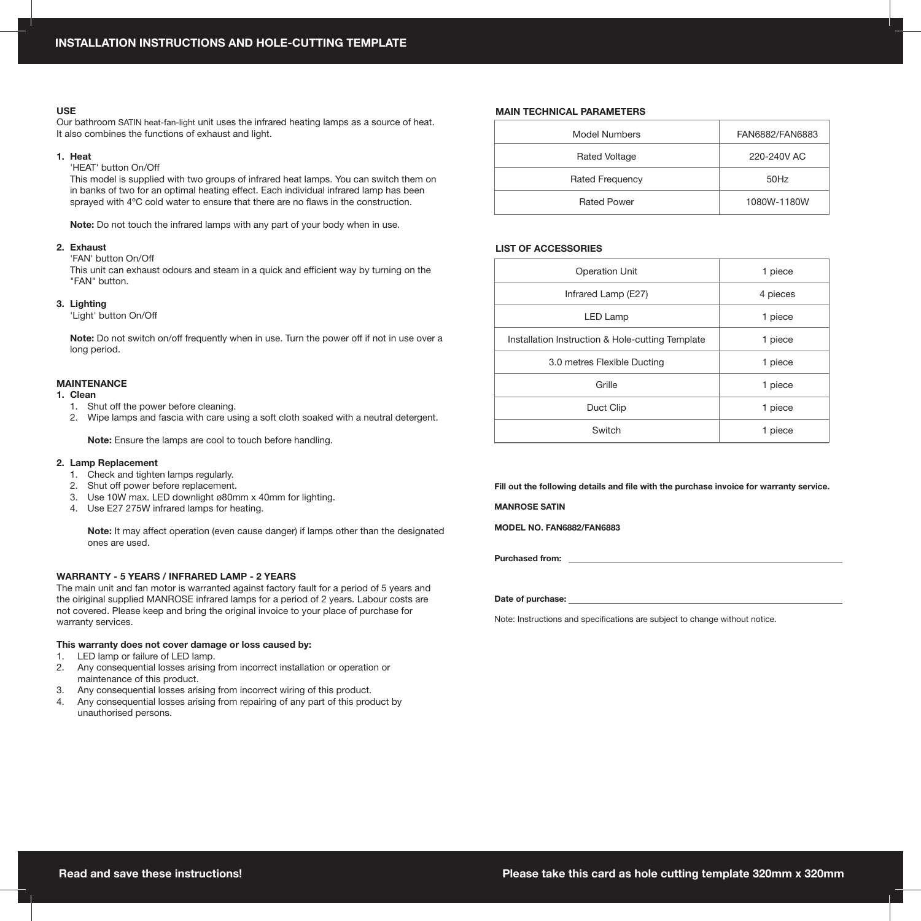# INSTALLATION INSTRUCTIONS AND HOLE-CUTTING TEMPLATE

## USE

Our bathroom SATIN heat-fan-light unit uses the infrared heating lamps as a source of heat. It also combines the functions of exhaust and light.

1. **Heat**
   'HEAT' button On/Off
   This model is supplied with two groups of infrared heat lamps. You can switch them on in banks of two for an optimal heating effect. Each individual infrared lamp has been sprayed with 4ºC cold water to ensure that there are no flaws in the construction.

   **Note:** Do not touch the infrared lamps with any part of your body when in use.

2. **Exhaust**
   'FAN' button On/Off
   This unit can exhaust odours and steam in a quick and efficient way by turning on the "FAN" button.

3. **Lighting**
   'Light' button On/Off

   **Note:** Do not switch on/off frequently when in use. Turn the power off if not in use over a long period.

## MAINTENANCE

1. **Clean**
   1. Shut off the power before cleaning.
   2. Wipe lamps and fascia with care using a soft cloth soaked with a neutral detergent.

   **Note:** Ensure the lamps are cool to touch before handling.

2. **Lamp Replacement**
   1. Check and tighten lamps regularly.
   2. Shut off power before replacement.
   3. Use 10W max. LED downlight ø80mm x 40mm for lighting.
   4. Use E27 275W infrared lamps for heating.

   **Note:** It may affect operation (even cause danger) if lamps other than the designated ones are used.

## WARRANTY - 5 YEARS / INFRARED LAMP - 2 YEARS

The main unit and fan motor is warranted against factory fault for a period of 5 years and the oiriginal supplied MANROSE infrared lamps for a period of 2 years. Labour costs are not covered. Please keep and bring the original invoice to your place of purchase for warranty services.

**This warranty does not cover damage or loss caused by:**

1. LED lamp or failure of LED lamp.
2. Any consequential losses arising from incorrect installation or operation or maintenance of this product.
3. Any consequential losses arising from incorrect wiring of this product.
4. Any consequential losses arising from repairing of any part of this product by unauthorised persons.

## MAIN TECHNICAL PARAMETERS

| | |
|---|---|
| Model Numbers | FAN6882/FAN6883 |
| Rated Voltage | 220-240V AC |
| Rated Frequency | 50Hz |
| Rated Power | 1080W-1180W |

## LIST OF ACCESSORIES

| | |
|---|---|
| Operation Unit | 1 piece |
| Infrared Lamp (E27) | 4 pieces |
| LED Lamp | 1 piece |
| Installation Instruction & Hole-cutting Template | 1 piece |
| 3.0 metres Flexible Ducting | 1 piece |
| Grille | 1 piece |
| Duct Clip | 1 piece |
| Switch | 1 piece |

**Fill out the following details and file with the purchase invoice for warranty service.**

**MANROSE SATIN**

**MODEL NO. FAN6882/FAN6883**

**Purchased from:** ______________________________

**Date of purchase:** ______________________________

Note: Instructions and specifications are subject to change without notice.

**Read and save these instructions!**

**Please take this card as hole cutting template 320mm x 320mm**